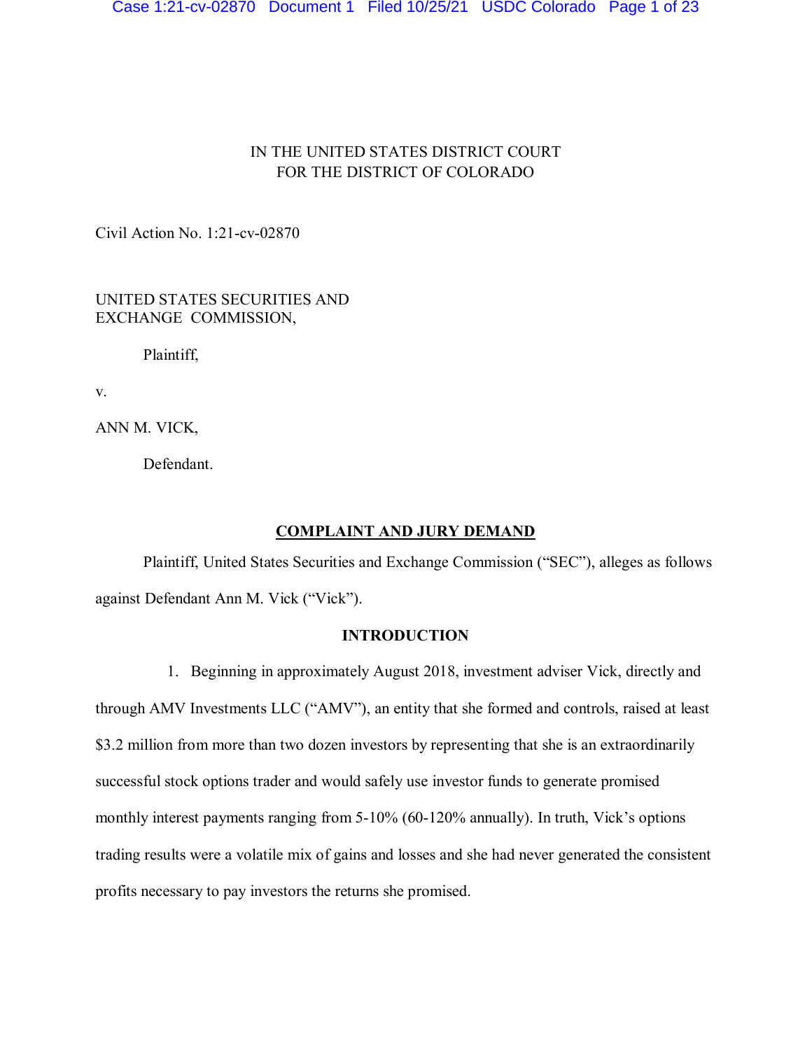IN THE UNITED STATES DISTRICT COURT
FOR THE DISTRICT OF COLORADO

Civil Action No. 1:21-cv-02870

UNITED STATES SECURITIES AND
EXCHANGE COMMISSION,

Plaintiff,

v.

ANN M. VICK,

Defendant.

## COMPLAINT AND JURY DEMAND

Plaintiff, United States Securities and Exchange Commission ("SEC"), alleges as follows against Defendant Ann M. Vick ("Vick").

### INTRODUCTION

1. Beginning in approximately August 2018, investment adviser Vick, directly and through AMV Investments LLC ("AMV"), an entity that she formed and controls, raised at least $3.2 million from more than two dozen investors by representing that she is an extraordinarily successful stock options trader and would safely use investor funds to generate promised monthly interest payments ranging from 5-10% (60-120% annually). In truth, Vick's options trading results were a volatile mix of gains and losses and she had never generated the consistent profits necessary to pay investors the returns she promised.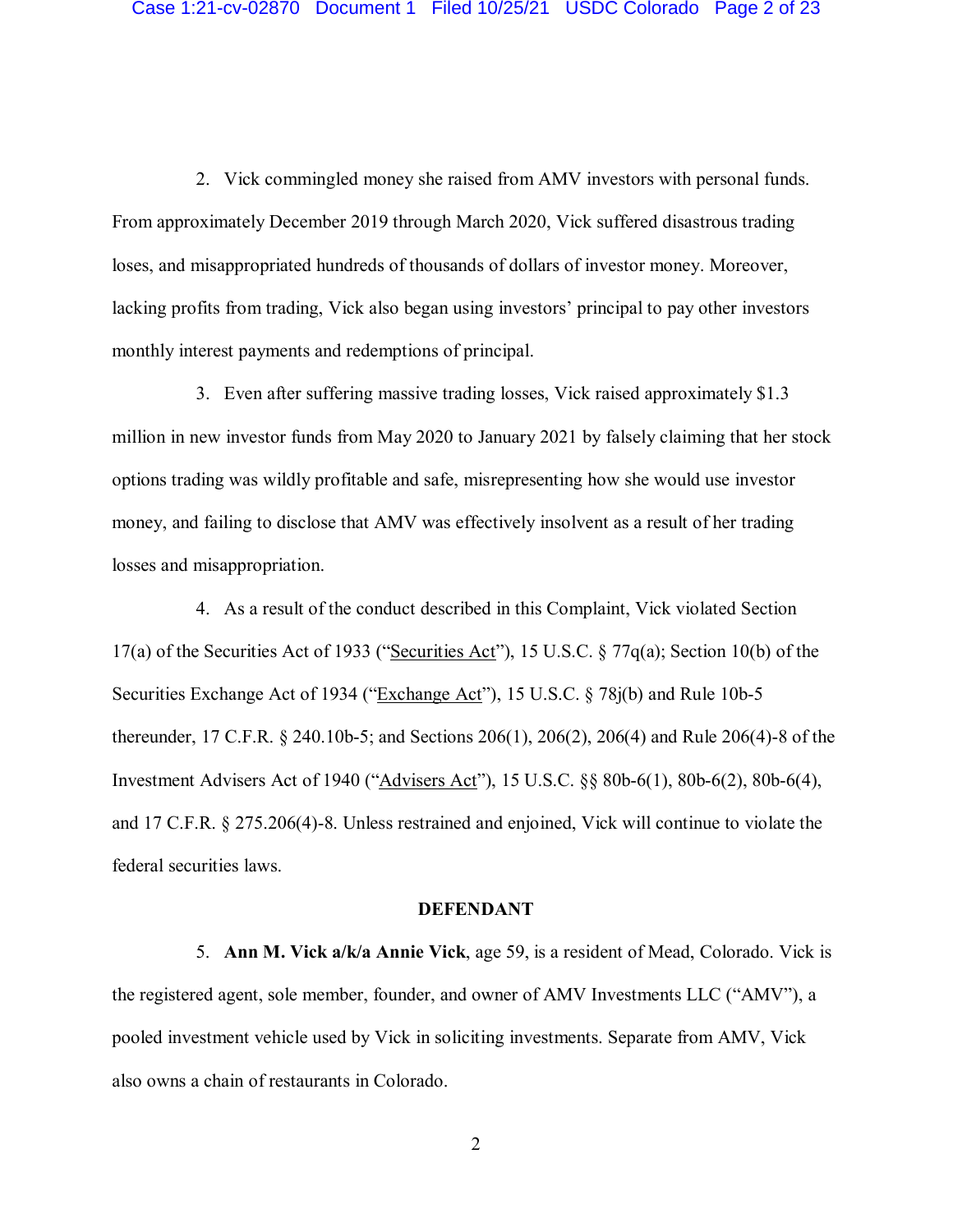2. Vick commingled money she raised from AMV investors with personal funds. From approximately December 2019 through March 2020, Vick suffered disastrous trading loses, and misappropriated hundreds of thousands of dollars of investor money. Moreover, lacking profits from trading, Vick also began using investors' principal to pay other investors monthly interest payments and redemptions of principal.

3. Even after suffering massive trading losses, Vick raised approximately $1.3 million in new investor funds from May 2020 to January 2021 by falsely claiming that her stock options trading was wildly profitable and safe, misrepresenting how she would use investor money, and failing to disclose that AMV was effectively insolvent as a result of her trading losses and misappropriation.

4. As a result of the conduct described in this Complaint, Vick violated Section 17(a) of the Securities Act of 1933 ("Securities Act"), 15 U.S.C. § 77q(a); Section 10(b) of the Securities Exchange Act of 1934 ("Exchange Act"), 15 U.S.C. § 78j(b) and Rule 10b-5 thereunder, 17 C.F.R. § 240.10b-5; and Sections 206(1), 206(2), 206(4) and Rule 206(4)-8 of the Investment Advisers Act of 1940 ("Advisers Act"), 15 U.S.C. §§ 80b-6(1), 80b-6(2), 80b-6(4), and 17 C.F.R. § 275.206(4)-8. Unless restrained and enjoined, Vick will continue to violate the federal securities laws.

## DEFENDANT

5. **Ann M. Vick a/k/a Annie Vick**, age 59, is a resident of Mead, Colorado. Vick is the registered agent, sole member, founder, and owner of AMV Investments LLC ("AMV"), a pooled investment vehicle used by Vick in soliciting investments. Separate from AMV, Vick also owns a chain of restaurants in Colorado.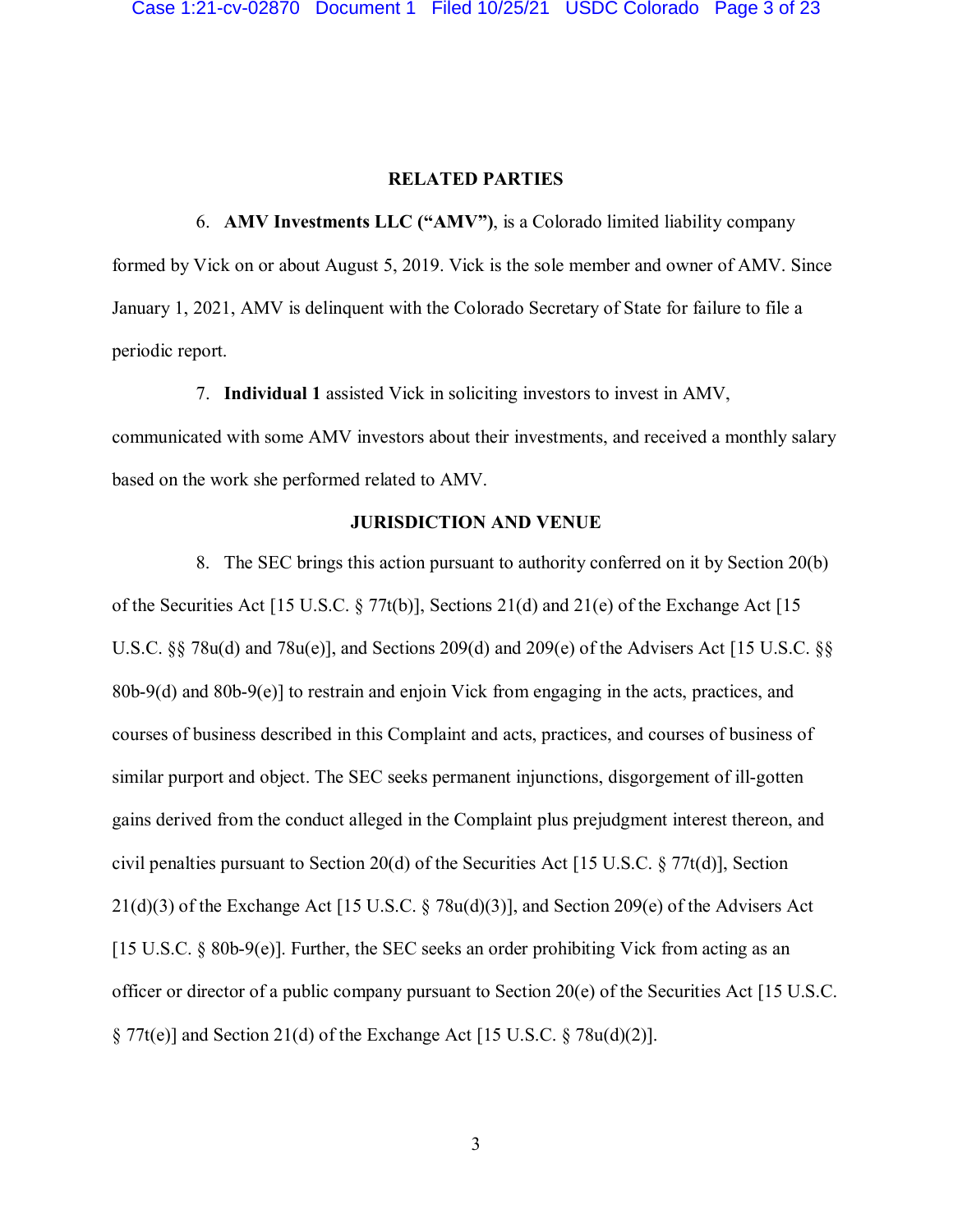## RELATED PARTIES

6. **AMV Investments LLC ("AMV")**, is a Colorado limited liability company formed by Vick on or about August 5, 2019. Vick is the sole member and owner of AMV. Since January 1, 2021, AMV is delinquent with the Colorado Secretary of State for failure to file a periodic report.

7. **Individual 1** assisted Vick in soliciting investors to invest in AMV, communicated with some AMV investors about their investments, and received a monthly salary based on the work she performed related to AMV.

## JURISDICTION AND VENUE

8. The SEC brings this action pursuant to authority conferred on it by Section 20(b) of the Securities Act [15 U.S.C. § 77t(b)], Sections 21(d) and 21(e) of the Exchange Act [15 U.S.C. §§ 78u(d) and 78u(e)], and Sections 209(d) and 209(e) of the Advisers Act [15 U.S.C. §§ 80b-9(d) and 80b-9(e)] to restrain and enjoin Vick from engaging in the acts, practices, and courses of business described in this Complaint and acts, practices, and courses of business of similar purport and object. The SEC seeks permanent injunctions, disgorgement of ill-gotten gains derived from the conduct alleged in the Complaint plus prejudgment interest thereon, and civil penalties pursuant to Section 20(d) of the Securities Act [15 U.S.C. § 77t(d)], Section 21(d)(3) of the Exchange Act [15 U.S.C. § 78u(d)(3)], and Section 209(e) of the Advisers Act [15 U.S.C. § 80b-9(e)]. Further, the SEC seeks an order prohibiting Vick from acting as an officer or director of a public company pursuant to Section 20(e) of the Securities Act [15 U.S.C. § 77t(e)] and Section 21(d) of the Exchange Act [15 U.S.C. § 78u(d)(2)].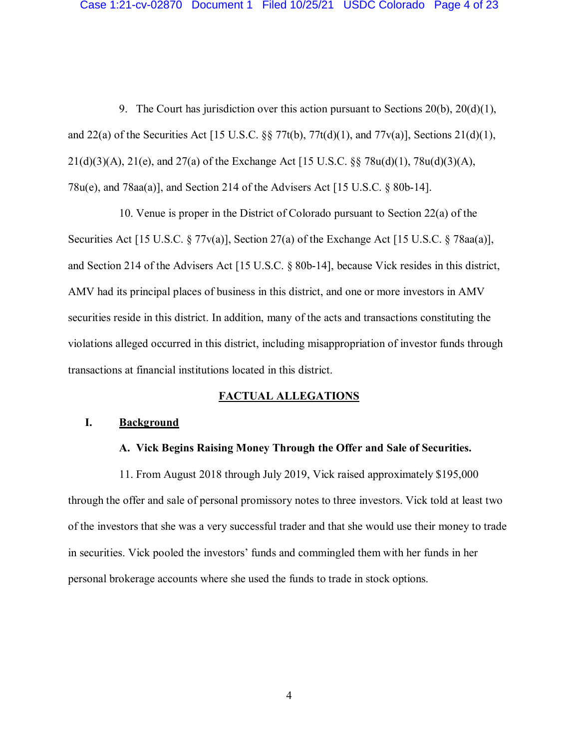9. The Court has jurisdiction over this action pursuant to Sections 20(b), 20(d)(1), and 22(a) of the Securities Act [15 U.S.C. §§ 77t(b), 77t(d)(1), and 77v(a)], Sections 21(d)(1), 21(d)(3)(A), 21(e), and 27(a) of the Exchange Act [15 U.S.C. §§ 78u(d)(1), 78u(d)(3)(A), 78u(e), and 78aa(a)], and Section 214 of the Advisers Act [15 U.S.C. § 80b-14].

10. Venue is proper in the District of Colorado pursuant to Section 22(a) of the Securities Act [15 U.S.C. § 77v(a)], Section 27(a) of the Exchange Act [15 U.S.C. § 78aa(a)], and Section 214 of the Advisers Act [15 U.S.C. § 80b-14], because Vick resides in this district, AMV had its principal places of business in this district, and one or more investors in AMV securities reside in this district. In addition, many of the acts and transactions constituting the violations alleged occurred in this district, including misappropriation of investor funds through transactions at financial institutions located in this district.

## FACTUAL ALLEGATIONS

### I. Background

#### A. Vick Begins Raising Money Through the Offer and Sale of Securities.

11. From August 2018 through July 2019, Vick raised approximately $195,000 through the offer and sale of personal promissory notes to three investors. Vick told at least two of the investors that she was a very successful trader and that she would use their money to trade in securities. Vick pooled the investors' funds and commingled them with her funds in her personal brokerage accounts where she used the funds to trade in stock options.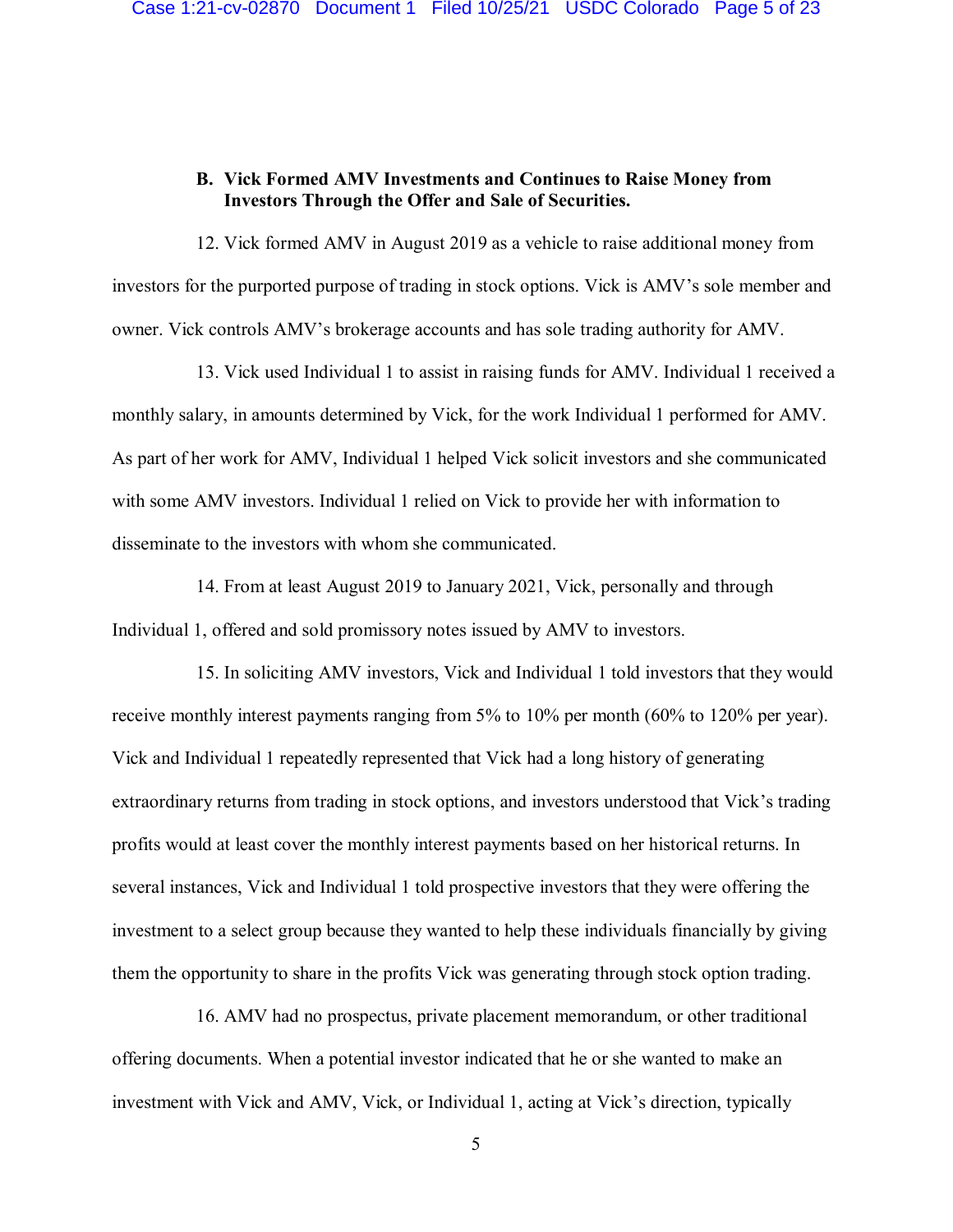### B. Vick Formed AMV Investments and Continues to Raise Money from Investors Through the Offer and Sale of Securities.

12. Vick formed AMV in August 2019 as a vehicle to raise additional money from investors for the purported purpose of trading in stock options. Vick is AMV's sole member and owner. Vick controls AMV's brokerage accounts and has sole trading authority for AMV.

13. Vick used Individual 1 to assist in raising funds for AMV. Individual 1 received a monthly salary, in amounts determined by Vick, for the work Individual 1 performed for AMV. As part of her work for AMV, Individual 1 helped Vick solicit investors and she communicated with some AMV investors. Individual 1 relied on Vick to provide her with information to disseminate to the investors with whom she communicated.

14. From at least August 2019 to January 2021, Vick, personally and through Individual 1, offered and sold promissory notes issued by AMV to investors.

15. In soliciting AMV investors, Vick and Individual 1 told investors that they would receive monthly interest payments ranging from 5% to 10% per month (60% to 120% per year). Vick and Individual 1 repeatedly represented that Vick had a long history of generating extraordinary returns from trading in stock options, and investors understood that Vick's trading profits would at least cover the monthly interest payments based on her historical returns. In several instances, Vick and Individual 1 told prospective investors that they were offering the investment to a select group because they wanted to help these individuals financially by giving them the opportunity to share in the profits Vick was generating through stock option trading.

16. AMV had no prospectus, private placement memorandum, or other traditional offering documents. When a potential investor indicated that he or she wanted to make an investment with Vick and AMV, Vick, or Individual 1, acting at Vick's direction, typically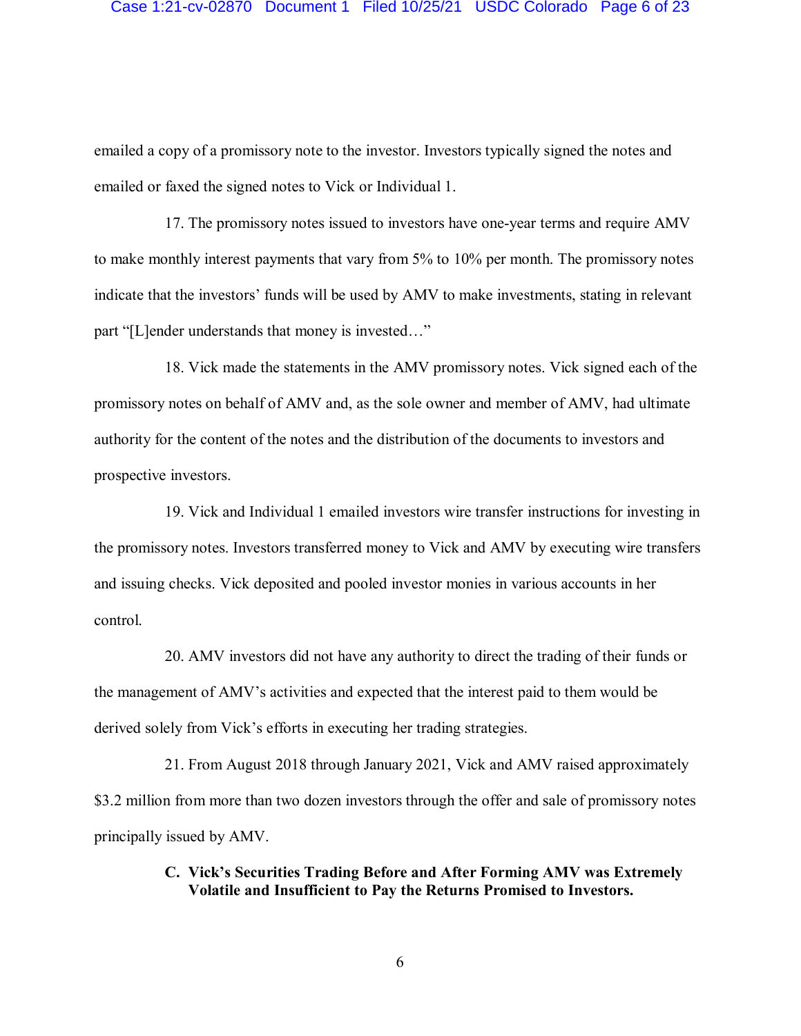emailed a copy of a promissory note to the investor. Investors typically signed the notes and emailed or faxed the signed notes to Vick or Individual 1.

17. The promissory notes issued to investors have one-year terms and require AMV to make monthly interest payments that vary from 5% to 10% per month. The promissory notes indicate that the investors' funds will be used by AMV to make investments, stating in relevant part "[L]ender understands that money is invested…"

18. Vick made the statements in the AMV promissory notes. Vick signed each of the promissory notes on behalf of AMV and, as the sole owner and member of AMV, had ultimate authority for the content of the notes and the distribution of the documents to investors and prospective investors.

19. Vick and Individual 1 emailed investors wire transfer instructions for investing in the promissory notes. Investors transferred money to Vick and AMV by executing wire transfers and issuing checks. Vick deposited and pooled investor monies in various accounts in her control.

20. AMV investors did not have any authority to direct the trading of their funds or the management of AMV's activities and expected that the interest paid to them would be derived solely from Vick's efforts in executing her trading strategies.

21. From August 2018 through January 2021, Vick and AMV raised approximately $3.2 million from more than two dozen investors through the offer and sale of promissory notes principally issued by AMV.

**C. Vick's Securities Trading Before and After Forming AMV was Extremely Volatile and Insufficient to Pay the Returns Promised to Investors.**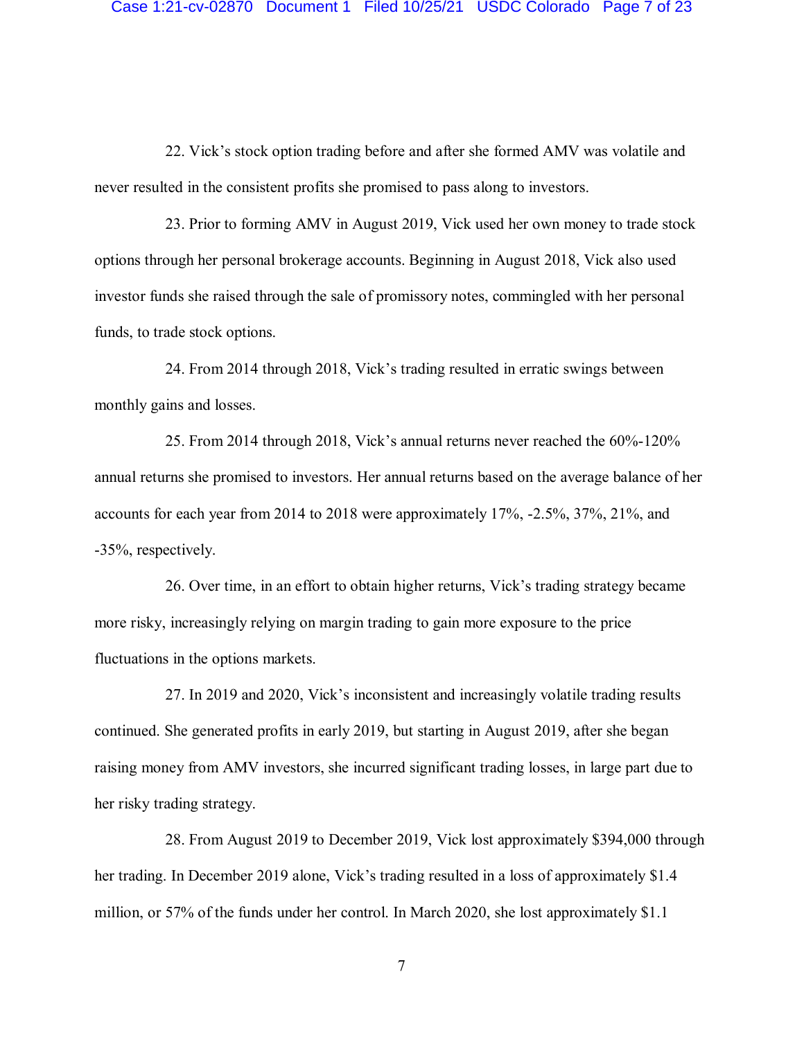22. Vick's stock option trading before and after she formed AMV was volatile and never resulted in the consistent profits she promised to pass along to investors.

23. Prior to forming AMV in August 2019, Vick used her own money to trade stock options through her personal brokerage accounts. Beginning in August 2018, Vick also used investor funds she raised through the sale of promissory notes, commingled with her personal funds, to trade stock options.

24. From 2014 through 2018, Vick's trading resulted in erratic swings between monthly gains and losses.

25. From 2014 through 2018, Vick's annual returns never reached the 60%-120% annual returns she promised to investors. Her annual returns based on the average balance of her accounts for each year from 2014 to 2018 were approximately 17%, -2.5%, 37%, 21%, and -35%, respectively.

26. Over time, in an effort to obtain higher returns, Vick's trading strategy became more risky, increasingly relying on margin trading to gain more exposure to the price fluctuations in the options markets.

27. In 2019 and 2020, Vick's inconsistent and increasingly volatile trading results continued. She generated profits in early 2019, but starting in August 2019, after she began raising money from AMV investors, she incurred significant trading losses, in large part due to her risky trading strategy.

28. From August 2019 to December 2019, Vick lost approximately $394,000 through her trading. In December 2019 alone, Vick's trading resulted in a loss of approximately $1.4 million, or 57% of the funds under her control. In March 2020, she lost approximately $1.1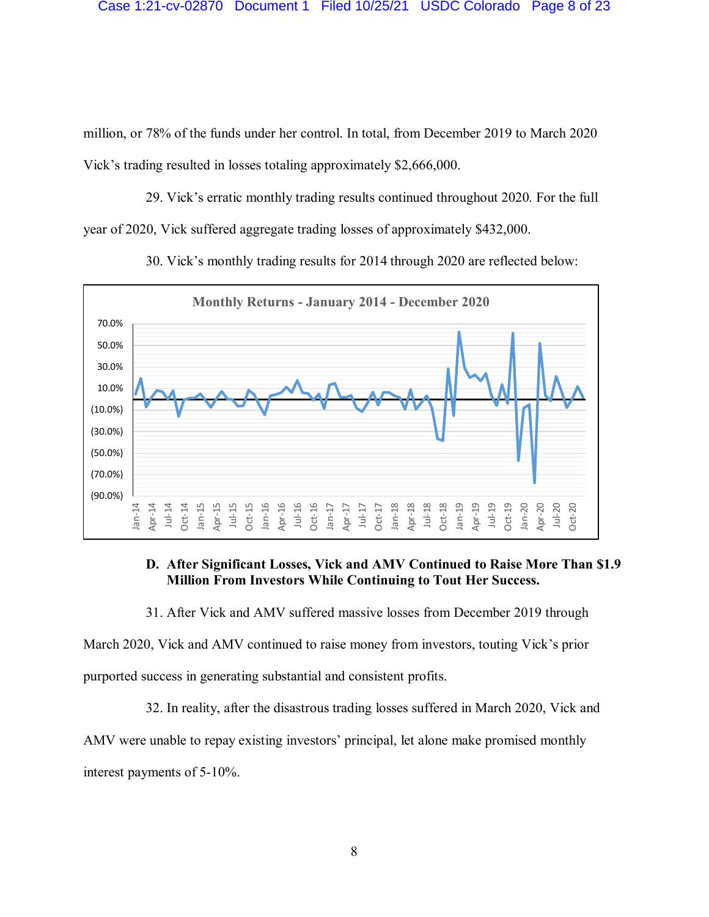million, or 78% of the funds under her control. In total, from December 2019 to March 2020 Vick's trading resulted in losses totaling approximately $2,666,000.

29. Vick's erratic monthly trading results continued throughout 2020. For the full year of 2020, Vick suffered aggregate trading losses of approximately $432,000.

30. Vick's monthly trading results for 2014 through 2020 are reflected below:

Monthly Returns - January 2014 - December 2020

### D. After Significant Losses, Vick and AMV Continued to Raise More Than $1.9 Million From Investors While Continuing to Tout Her Success.

31. After Vick and AMV suffered massive losses from December 2019 through March 2020, Vick and AMV continued to raise money from investors, touting Vick's prior purported success in generating substantial and consistent profits.

32. In reality, after the disastrous trading losses suffered in March 2020, Vick and AMV were unable to repay existing investors' principal, let alone make promised monthly interest payments of 5-10%.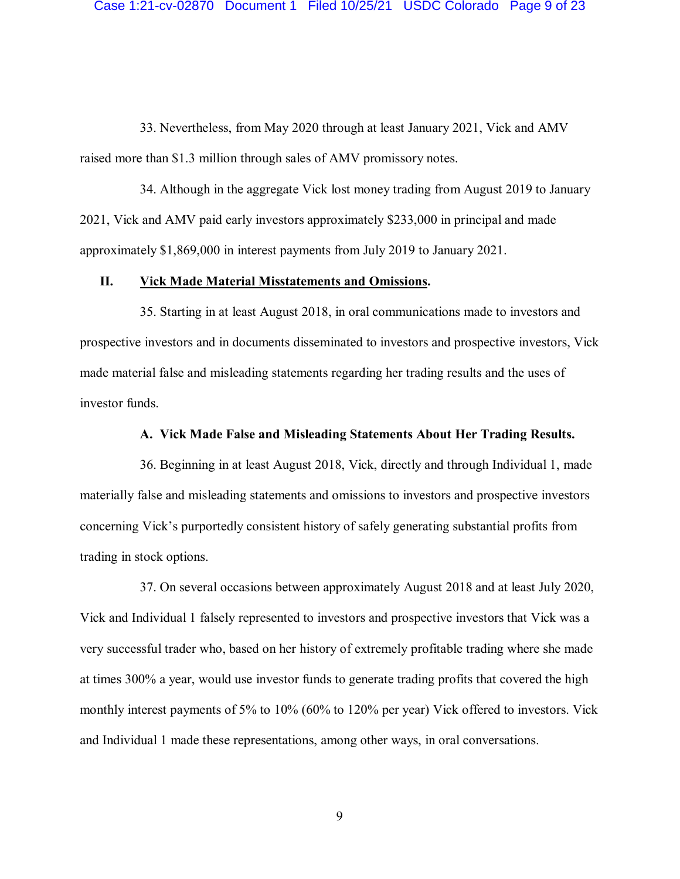33. Nevertheless, from May 2020 through at least January 2021, Vick and AMV raised more than $1.3 million through sales of AMV promissory notes.

34. Although in the aggregate Vick lost money trading from August 2019 to January 2021, Vick and AMV paid early investors approximately $233,000 in principal and made approximately $1,869,000 in interest payments from July 2019 to January 2021.

## II. Vick Made Material Misstatements and Omissions.

35. Starting in at least August 2018, in oral communications made to investors and prospective investors and in documents disseminated to investors and prospective investors, Vick made material false and misleading statements regarding her trading results and the uses of investor funds.

### A. Vick Made False and Misleading Statements About Her Trading Results.

36. Beginning in at least August 2018, Vick, directly and through Individual 1, made materially false and misleading statements and omissions to investors and prospective investors concerning Vick's purportedly consistent history of safely generating substantial profits from trading in stock options.

37. On several occasions between approximately August 2018 and at least July 2020, Vick and Individual 1 falsely represented to investors and prospective investors that Vick was a very successful trader who, based on her history of extremely profitable trading where she made at times 300% a year, would use investor funds to generate trading profits that covered the high monthly interest payments of 5% to 10% (60% to 120% per year) Vick offered to investors. Vick and Individual 1 made these representations, among other ways, in oral conversations.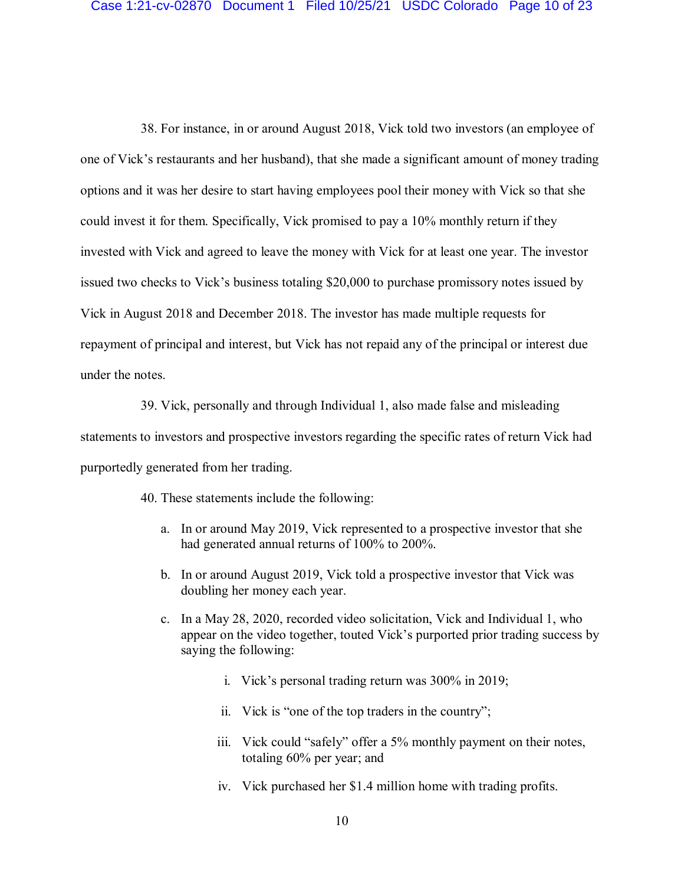38. For instance, in or around August 2018, Vick told two investors (an employee of one of Vick's restaurants and her husband), that she made a significant amount of money trading options and it was her desire to start having employees pool their money with Vick so that she could invest it for them. Specifically, Vick promised to pay a 10% monthly return if they invested with Vick and agreed to leave the money with Vick for at least one year. The investor issued two checks to Vick's business totaling $20,000 to purchase promissory notes issued by Vick in August 2018 and December 2018. The investor has made multiple requests for repayment of principal and interest, but Vick has not repaid any of the principal or interest due under the notes.

39. Vick, personally and through Individual 1, also made false and misleading statements to investors and prospective investors regarding the specific rates of return Vick had purportedly generated from her trading.

40. These statements include the following:

a. In or around May 2019, Vick represented to a prospective investor that she had generated annual returns of 100% to 200%.

b. In or around August 2019, Vick told a prospective investor that Vick was doubling her money each year.

c. In a May 28, 2020, recorded video solicitation, Vick and Individual 1, who appear on the video together, touted Vick's purported prior trading success by saying the following:

   i. Vick's personal trading return was 300% in 2019;

   ii. Vick is "one of the top traders in the country";

   iii. Vick could "safely" offer a 5% monthly payment on their notes, totaling 60% per year; and

   iv. Vick purchased her $1.4 million home with trading profits.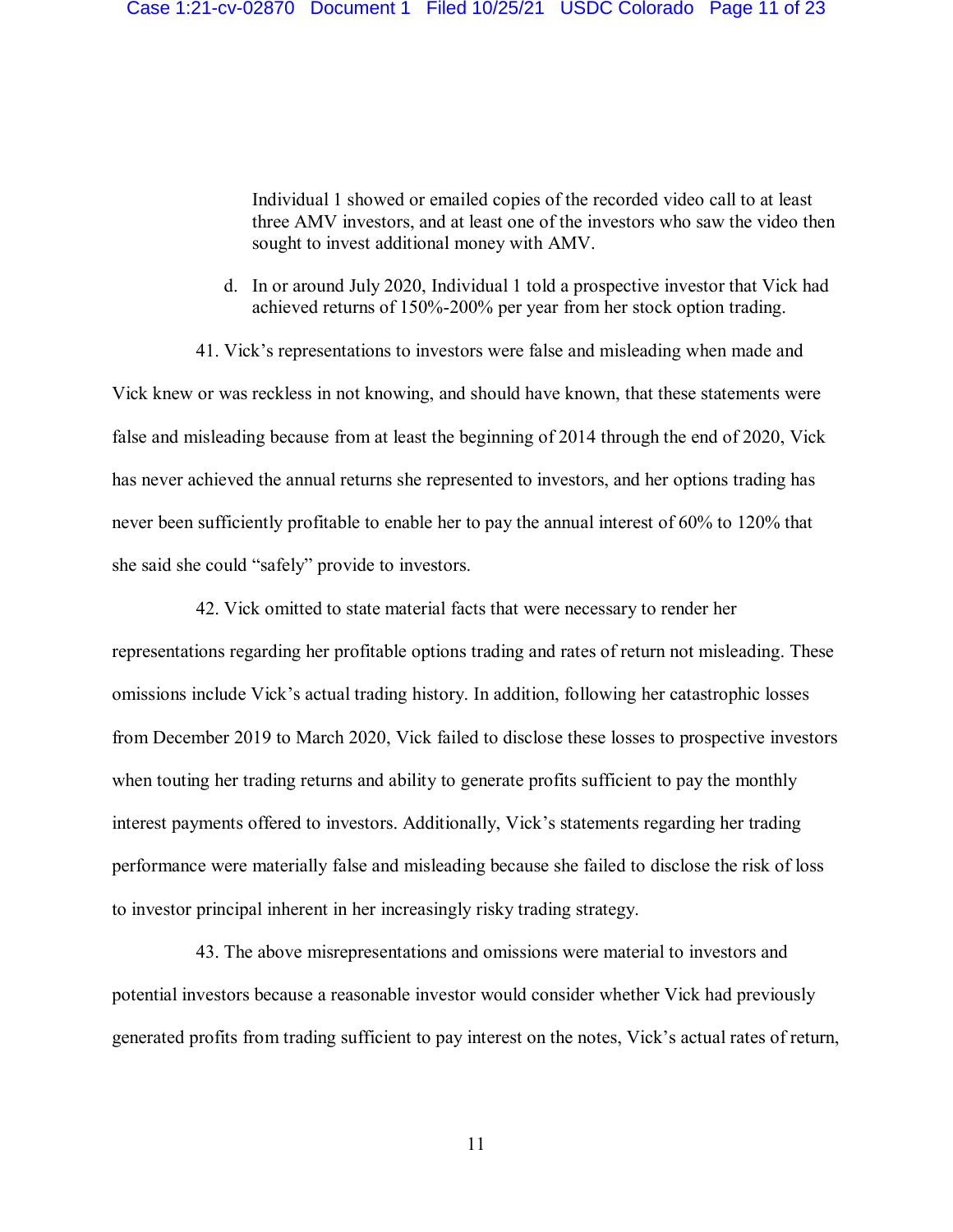Individual 1 showed or emailed copies of the recorded video call to at least three AMV investors, and at least one of the investors who saw the video then sought to invest additional money with AMV.

d. In or around July 2020, Individual 1 told a prospective investor that Vick had achieved returns of 150%-200% per year from her stock option trading.

41. Vick's representations to investors were false and misleading when made and Vick knew or was reckless in not knowing, and should have known, that these statements were false and misleading because from at least the beginning of 2014 through the end of 2020, Vick has never achieved the annual returns she represented to investors, and her options trading has never been sufficiently profitable to enable her to pay the annual interest of 60% to 120% that she said she could "safely" provide to investors.

42. Vick omitted to state material facts that were necessary to render her representations regarding her profitable options trading and rates of return not misleading. These omissions include Vick's actual trading history. In addition, following her catastrophic losses from December 2019 to March 2020, Vick failed to disclose these losses to prospective investors when touting her trading returns and ability to generate profits sufficient to pay the monthly interest payments offered to investors. Additionally, Vick's statements regarding her trading performance were materially false and misleading because she failed to disclose the risk of loss to investor principal inherent in her increasingly risky trading strategy.

43. The above misrepresentations and omissions were material to investors and potential investors because a reasonable investor would consider whether Vick had previously generated profits from trading sufficient to pay interest on the notes, Vick's actual rates of return,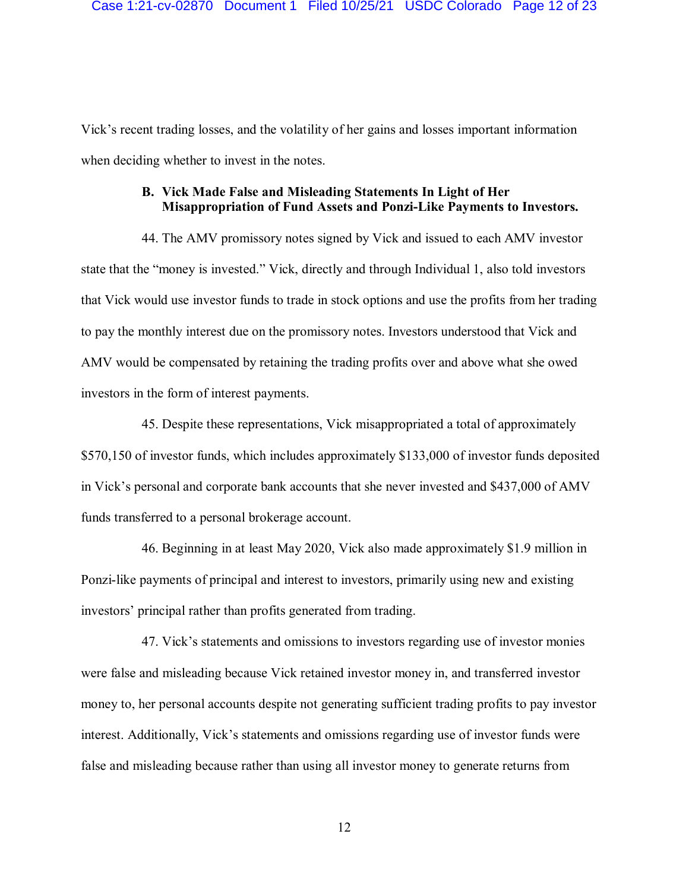Vick's recent trading losses, and the volatility of her gains and losses important information when deciding whether to invest in the notes.

### B. Vick Made False and Misleading Statements In Light of Her Misappropriation of Fund Assets and Ponzi-Like Payments to Investors.

44. The AMV promissory notes signed by Vick and issued to each AMV investor state that the "money is invested." Vick, directly and through Individual 1, also told investors that Vick would use investor funds to trade in stock options and use the profits from her trading to pay the monthly interest due on the promissory notes. Investors understood that Vick and AMV would be compensated by retaining the trading profits over and above what she owed investors in the form of interest payments.

45. Despite these representations, Vick misappropriated a total of approximately $570,150 of investor funds, which includes approximately $133,000 of investor funds deposited in Vick's personal and corporate bank accounts that she never invested and $437,000 of AMV funds transferred to a personal brokerage account.

46. Beginning in at least May 2020, Vick also made approximately $1.9 million in Ponzi-like payments of principal and interest to investors, primarily using new and existing investors' principal rather than profits generated from trading.

47. Vick's statements and omissions to investors regarding use of investor monies were false and misleading because Vick retained investor money in, and transferred investor money to, her personal accounts despite not generating sufficient trading profits to pay investor interest. Additionally, Vick's statements and omissions regarding use of investor funds were false and misleading because rather than using all investor money to generate returns from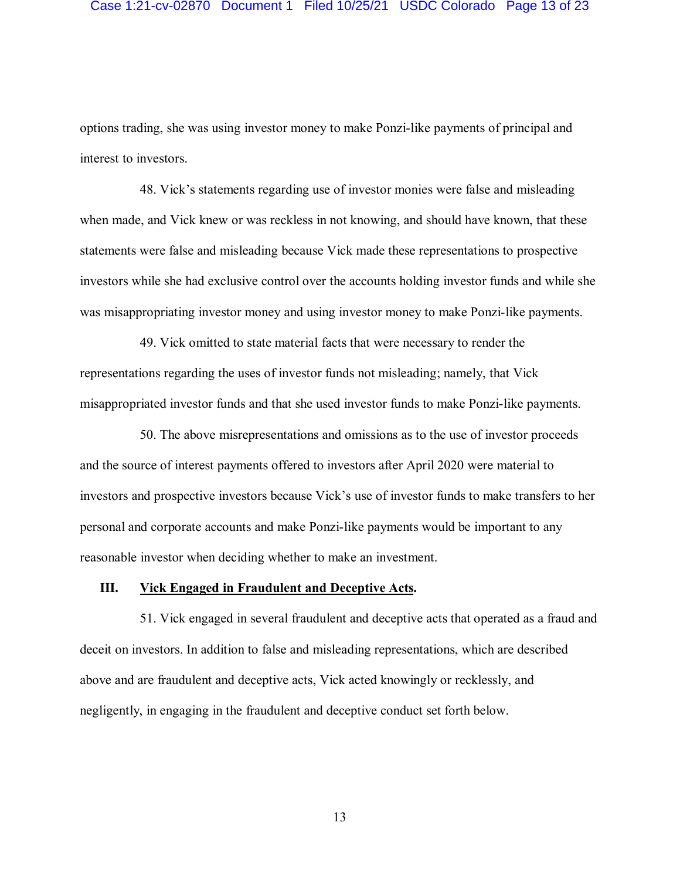options trading, she was using investor money to make Ponzi-like payments of principal and interest to investors.

48. Vick's statements regarding use of investor monies were false and misleading when made, and Vick knew or was reckless in not knowing, and should have known, that these statements were false and misleading because Vick made these representations to prospective investors while she had exclusive control over the accounts holding investor funds and while she was misappropriating investor money and using investor money to make Ponzi-like payments.

49. Vick omitted to state material facts that were necessary to render the representations regarding the uses of investor funds not misleading; namely, that Vick misappropriated investor funds and that she used investor funds to make Ponzi-like payments.

50. The above misrepresentations and omissions as to the use of investor proceeds and the source of interest payments offered to investors after April 2020 were material to investors and prospective investors because Vick's use of investor funds to make transfers to her personal and corporate accounts and make Ponzi-like payments would be important to any reasonable investor when deciding whether to make an investment.

## III. <u>Vick Engaged in Fraudulent and Deceptive Acts</u>.

51. Vick engaged in several fraudulent and deceptive acts that operated as a fraud and deceit on investors. In addition to false and misleading representations, which are described above and are fraudulent and deceptive acts, Vick acted knowingly or recklessly, and negligently, in engaging in the fraudulent and deceptive conduct set forth below.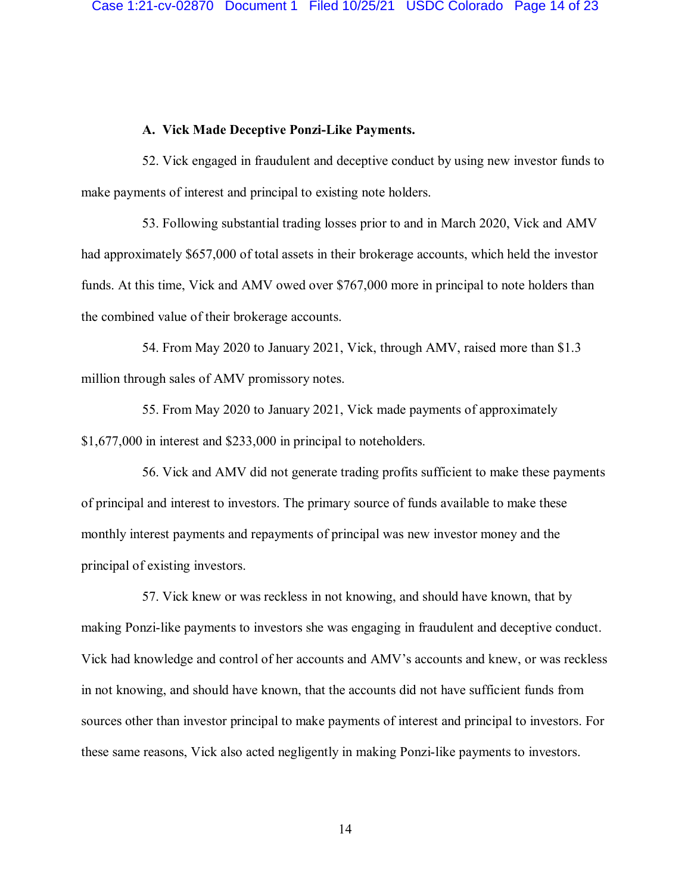### A. Vick Made Deceptive Ponzi-Like Payments.

52. Vick engaged in fraudulent and deceptive conduct by using new investor funds to make payments of interest and principal to existing note holders.

53. Following substantial trading losses prior to and in March 2020, Vick and AMV had approximately $657,000 of total assets in their brokerage accounts, which held the investor funds. At this time, Vick and AMV owed over $767,000 more in principal to note holders than the combined value of their brokerage accounts.

54. From May 2020 to January 2021, Vick, through AMV, raised more than $1.3 million through sales of AMV promissory notes.

55. From May 2020 to January 2021, Vick made payments of approximately $1,677,000 in interest and $233,000 in principal to noteholders.

56. Vick and AMV did not generate trading profits sufficient to make these payments of principal and interest to investors. The primary source of funds available to make these monthly interest payments and repayments of principal was new investor money and the principal of existing investors.

57. Vick knew or was reckless in not knowing, and should have known, that by making Ponzi-like payments to investors she was engaging in fraudulent and deceptive conduct. Vick had knowledge and control of her accounts and AMV's accounts and knew, or was reckless in not knowing, and should have known, that the accounts did not have sufficient funds from sources other than investor principal to make payments of interest and principal to investors. For these same reasons, Vick also acted negligently in making Ponzi-like payments to investors.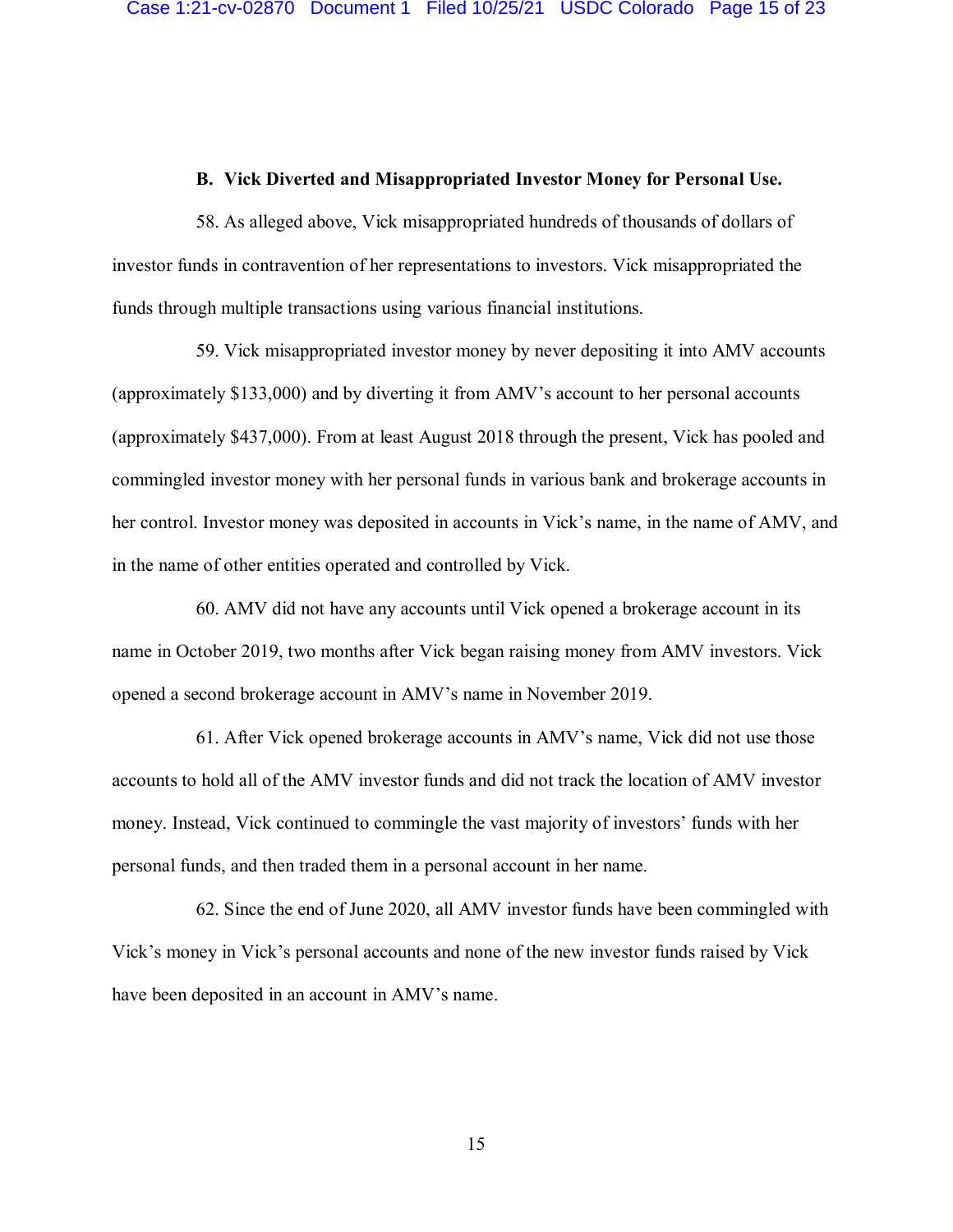### B. Vick Diverted and Misappropriated Investor Money for Personal Use.

58. As alleged above, Vick misappropriated hundreds of thousands of dollars of investor funds in contravention of her representations to investors. Vick misappropriated the funds through multiple transactions using various financial institutions.

59. Vick misappropriated investor money by never depositing it into AMV accounts (approximately $133,000) and by diverting it from AMV's account to her personal accounts (approximately $437,000). From at least August 2018 through the present, Vick has pooled and commingled investor money with her personal funds in various bank and brokerage accounts in her control. Investor money was deposited in accounts in Vick's name, in the name of AMV, and in the name of other entities operated and controlled by Vick.

60. AMV did not have any accounts until Vick opened a brokerage account in its name in October 2019, two months after Vick began raising money from AMV investors. Vick opened a second brokerage account in AMV's name in November 2019.

61. After Vick opened brokerage accounts in AMV's name, Vick did not use those accounts to hold all of the AMV investor funds and did not track the location of AMV investor money. Instead, Vick continued to commingle the vast majority of investors' funds with her personal funds, and then traded them in a personal account in her name.

62. Since the end of June 2020, all AMV investor funds have been commingled with Vick's money in Vick's personal accounts and none of the new investor funds raised by Vick have been deposited in an account in AMV's name.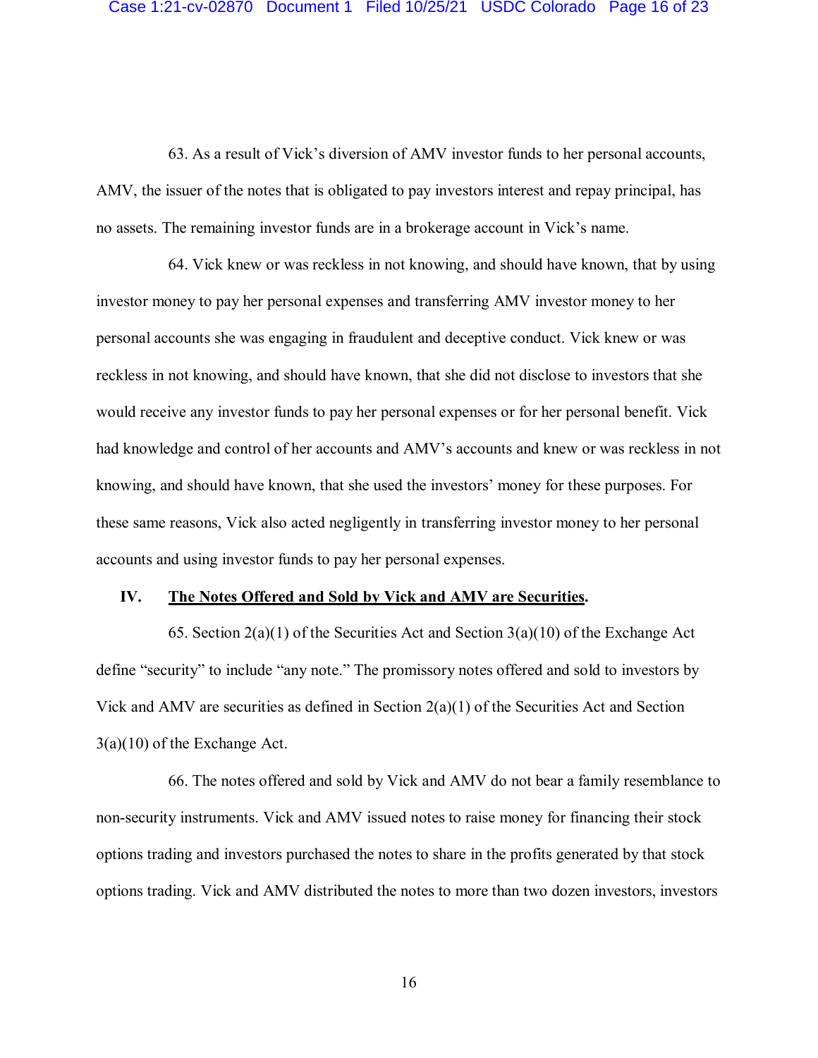63. As a result of Vick's diversion of AMV investor funds to her personal accounts, AMV, the issuer of the notes that is obligated to pay investors interest and repay principal, has no assets. The remaining investor funds are in a brokerage account in Vick's name.

64. Vick knew or was reckless in not knowing, and should have known, that by using investor money to pay her personal expenses and transferring AMV investor money to her personal accounts she was engaging in fraudulent and deceptive conduct. Vick knew or was reckless in not knowing, and should have known, that she did not disclose to investors that she would receive any investor funds to pay her personal expenses or for her personal benefit. Vick had knowledge and control of her accounts and AMV's accounts and knew or was reckless in not knowing, and should have known, that she used the investors' money for these purposes. For these same reasons, Vick also acted negligently in transferring investor money to her personal accounts and using investor funds to pay her personal expenses.

## IV. <u>The Notes Offered and Sold by Vick and AMV are Securities</u>.

65. Section 2(a)(1) of the Securities Act and Section 3(a)(10) of the Exchange Act define "security" to include "any note." The promissory notes offered and sold to investors by Vick and AMV are securities as defined in Section 2(a)(1) of the Securities Act and Section 3(a)(10) of the Exchange Act.

66. The notes offered and sold by Vick and AMV do not bear a family resemblance to non-security instruments. Vick and AMV issued notes to raise money for financing their stock options trading and investors purchased the notes to share in the profits generated by that stock options trading. Vick and AMV distributed the notes to more than two dozen investors, investors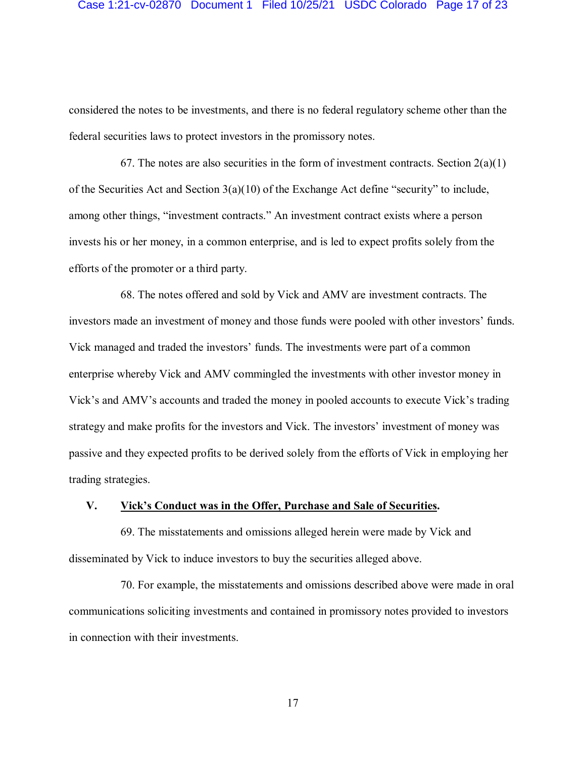considered the notes to be investments, and there is no federal regulatory scheme other than the federal securities laws to protect investors in the promissory notes.

67. The notes are also securities in the form of investment contracts. Section 2(a)(1) of the Securities Act and Section 3(a)(10) of the Exchange Act define "security" to include, among other things, "investment contracts." An investment contract exists where a person invests his or her money, in a common enterprise, and is led to expect profits solely from the efforts of the promoter or a third party.

68. The notes offered and sold by Vick and AMV are investment contracts. The investors made an investment of money and those funds were pooled with other investors' funds. Vick managed and traded the investors' funds. The investments were part of a common enterprise whereby Vick and AMV commingled the investments with other investor money in Vick's and AMV's accounts and traded the money in pooled accounts to execute Vick's trading strategy and make profits for the investors and Vick. The investors' investment of money was passive and they expected profits to be derived solely from the efforts of Vick in employing her trading strategies.

## V. <u>Vick's Conduct was in the Offer, Purchase and Sale of Securities</u>.

69. The misstatements and omissions alleged herein were made by Vick and disseminated by Vick to induce investors to buy the securities alleged above.

70. For example, the misstatements and omissions described above were made in oral communications soliciting investments and contained in promissory notes provided to investors in connection with their investments.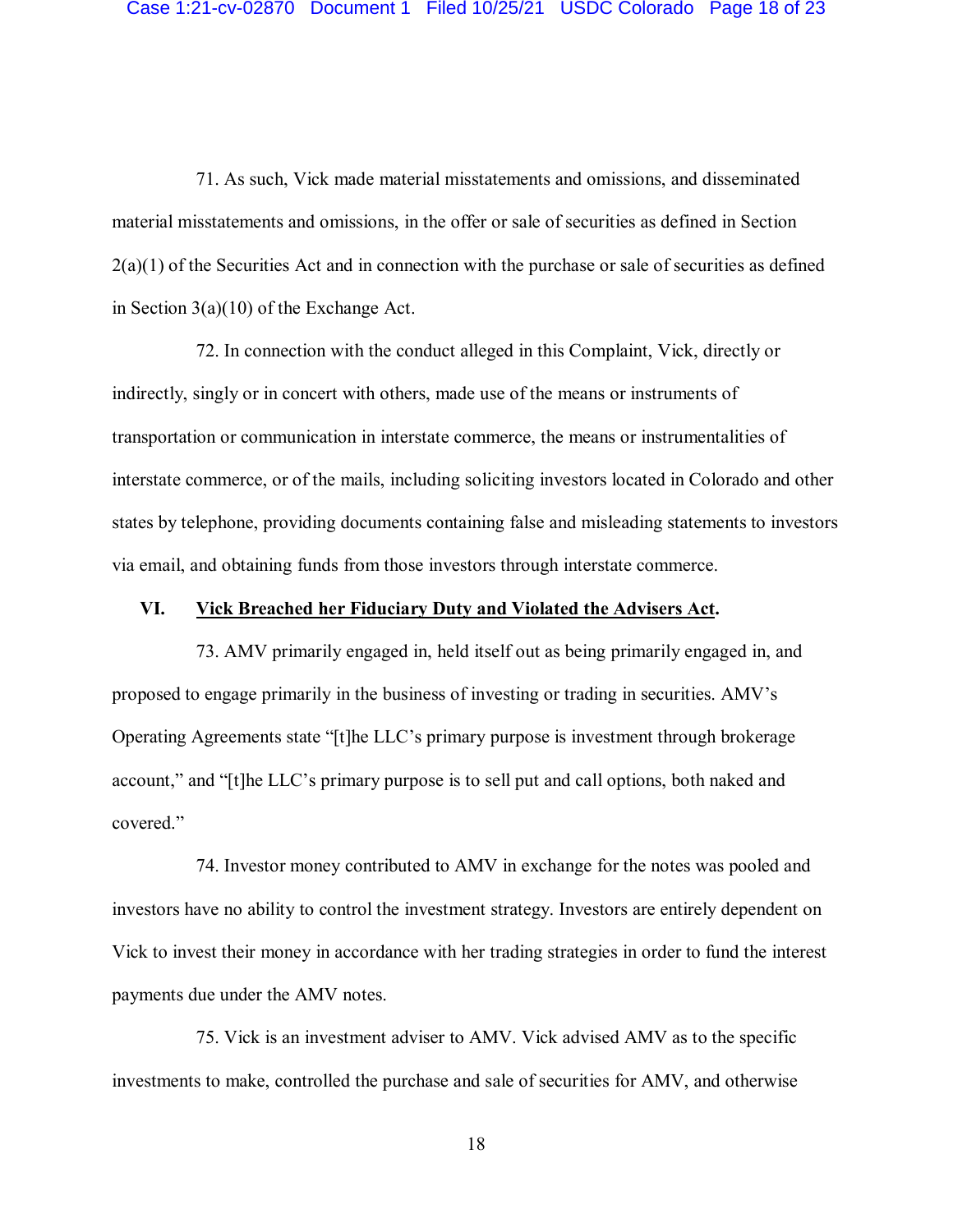71. As such, Vick made material misstatements and omissions, and disseminated material misstatements and omissions, in the offer or sale of securities as defined in Section 2(a)(1) of the Securities Act and in connection with the purchase or sale of securities as defined in Section 3(a)(10) of the Exchange Act.

72. In connection with the conduct alleged in this Complaint, Vick, directly or indirectly, singly or in concert with others, made use of the means or instruments of transportation or communication in interstate commerce, the means or instrumentalities of interstate commerce, or of the mails, including soliciting investors located in Colorado and other states by telephone, providing documents containing false and misleading statements to investors via email, and obtaining funds from those investors through interstate commerce.

## VI. Vick Breached her Fiduciary Duty and Violated the Advisers Act.

73. AMV primarily engaged in, held itself out as being primarily engaged in, and proposed to engage primarily in the business of investing or trading in securities. AMV's Operating Agreements state "[t]he LLC's primary purpose is investment through brokerage account," and "[t]he LLC's primary purpose is to sell put and call options, both naked and covered."

74. Investor money contributed to AMV in exchange for the notes was pooled and investors have no ability to control the investment strategy. Investors are entirely dependent on Vick to invest their money in accordance with her trading strategies in order to fund the interest payments due under the AMV notes.

75. Vick is an investment adviser to AMV. Vick advised AMV as to the specific investments to make, controlled the purchase and sale of securities for AMV, and otherwise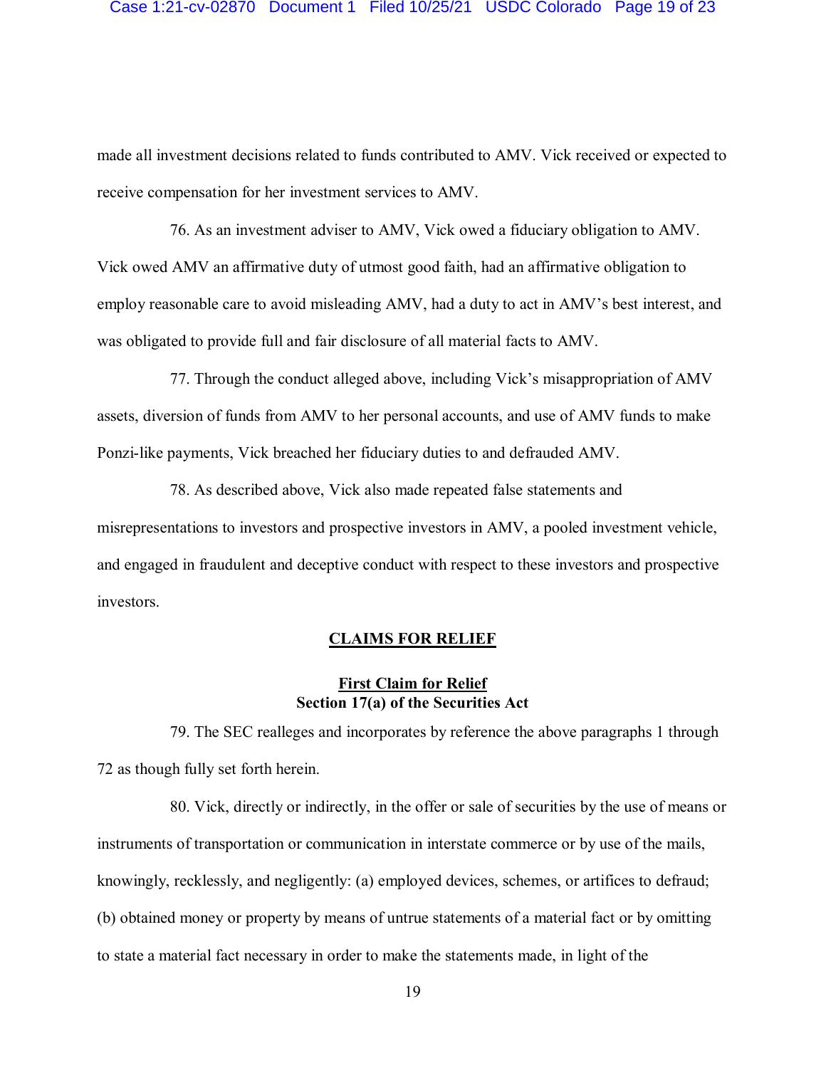made all investment decisions related to funds contributed to AMV. Vick received or expected to receive compensation for her investment services to AMV.

76. As an investment adviser to AMV, Vick owed a fiduciary obligation to AMV. Vick owed AMV an affirmative duty of utmost good faith, had an affirmative obligation to employ reasonable care to avoid misleading AMV, had a duty to act in AMV's best interest, and was obligated to provide full and fair disclosure of all material facts to AMV.

77. Through the conduct alleged above, including Vick's misappropriation of AMV assets, diversion of funds from AMV to her personal accounts, and use of AMV funds to make Ponzi-like payments, Vick breached her fiduciary duties to and defrauded AMV.

78. As described above, Vick also made repeated false statements and misrepresentations to investors and prospective investors in AMV, a pooled investment vehicle, and engaged in fraudulent and deceptive conduct with respect to these investors and prospective investors.

## CLAIMS FOR RELIEF

### First Claim for Relief
### Section 17(a) of the Securities Act

79. The SEC realleges and incorporates by reference the above paragraphs 1 through 72 as though fully set forth herein.

80. Vick, directly or indirectly, in the offer or sale of securities by the use of means or instruments of transportation or communication in interstate commerce or by use of the mails, knowingly, recklessly, and negligently: (a) employed devices, schemes, or artifices to defraud; (b) obtained money or property by means of untrue statements of a material fact or by omitting to state a material fact necessary in order to make the statements made, in light of the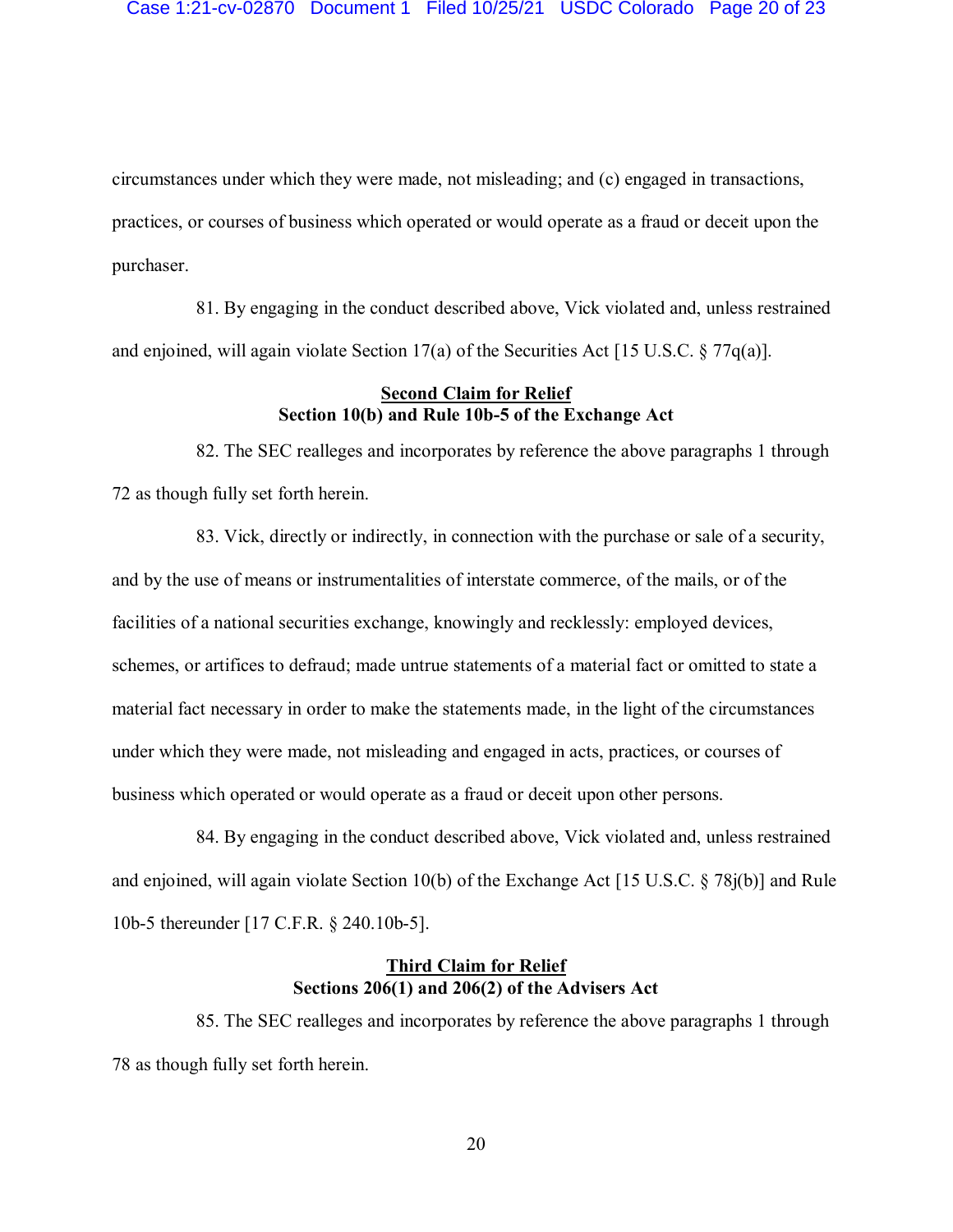circumstances under which they were made, not misleading; and (c) engaged in transactions, practices, or courses of business which operated or would operate as a fraud or deceit upon the purchaser.

81. By engaging in the conduct described above, Vick violated and, unless restrained and enjoined, will again violate Section 17(a) of the Securities Act [15 U.S.C. § 77q(a)].

**<u>Second Claim for Relief</u>**
**Section 10(b) and Rule 10b-5 of the Exchange Act**

82. The SEC realleges and incorporates by reference the above paragraphs 1 through 72 as though fully set forth herein.

83. Vick, directly or indirectly, in connection with the purchase or sale of a security, and by the use of means or instrumentalities of interstate commerce, of the mails, or of the facilities of a national securities exchange, knowingly and recklessly: employed devices, schemes, or artifices to defraud; made untrue statements of a material fact or omitted to state a material fact necessary in order to make the statements made, in the light of the circumstances under which they were made, not misleading and engaged in acts, practices, or courses of business which operated or would operate as a fraud or deceit upon other persons.

84. By engaging in the conduct described above, Vick violated and, unless restrained and enjoined, will again violate Section 10(b) of the Exchange Act [15 U.S.C. § 78j(b)] and Rule 10b-5 thereunder [17 C.F.R. § 240.10b-5].

**<u>Third Claim for Relief</u>**
**Sections 206(1) and 206(2) of the Advisers Act**

85. The SEC realleges and incorporates by reference the above paragraphs 1 through 78 as though fully set forth herein.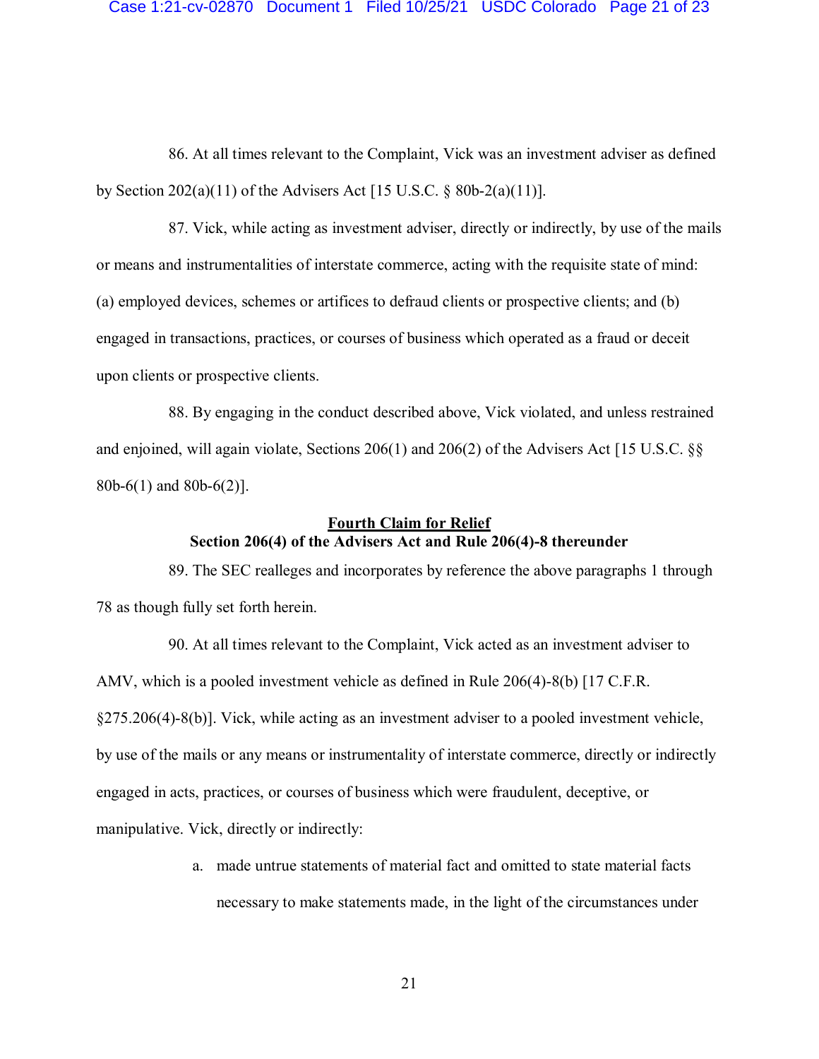86. At all times relevant to the Complaint, Vick was an investment adviser as defined by Section 202(a)(11) of the Advisers Act [15 U.S.C. § 80b-2(a)(11)].

87. Vick, while acting as investment adviser, directly or indirectly, by use of the mails or means and instrumentalities of interstate commerce, acting with the requisite state of mind: (a) employed devices, schemes or artifices to defraud clients or prospective clients; and (b) engaged in transactions, practices, or courses of business which operated as a fraud or deceit upon clients or prospective clients.

88. By engaging in the conduct described above, Vick violated, and unless restrained and enjoined, will again violate, Sections 206(1) and 206(2) of the Advisers Act [15 U.S.C. §§ 80b-6(1) and 80b-6(2)].

## Fourth Claim for Relief
### Section 206(4) of the Advisers Act and Rule 206(4)-8 thereunder

89. The SEC realleges and incorporates by reference the above paragraphs 1 through 78 as though fully set forth herein.

90. At all times relevant to the Complaint, Vick acted as an investment adviser to AMV, which is a pooled investment vehicle as defined in Rule 206(4)-8(b) [17 C.F.R. §275.206(4)-8(b)]. Vick, while acting as an investment adviser to a pooled investment vehicle, by use of the mails or any means or instrumentality of interstate commerce, directly or indirectly engaged in acts, practices, or courses of business which were fraudulent, deceptive, or manipulative. Vick, directly or indirectly:

a. made untrue statements of material fact and omitted to state material facts necessary to make statements made, in the light of the circumstances under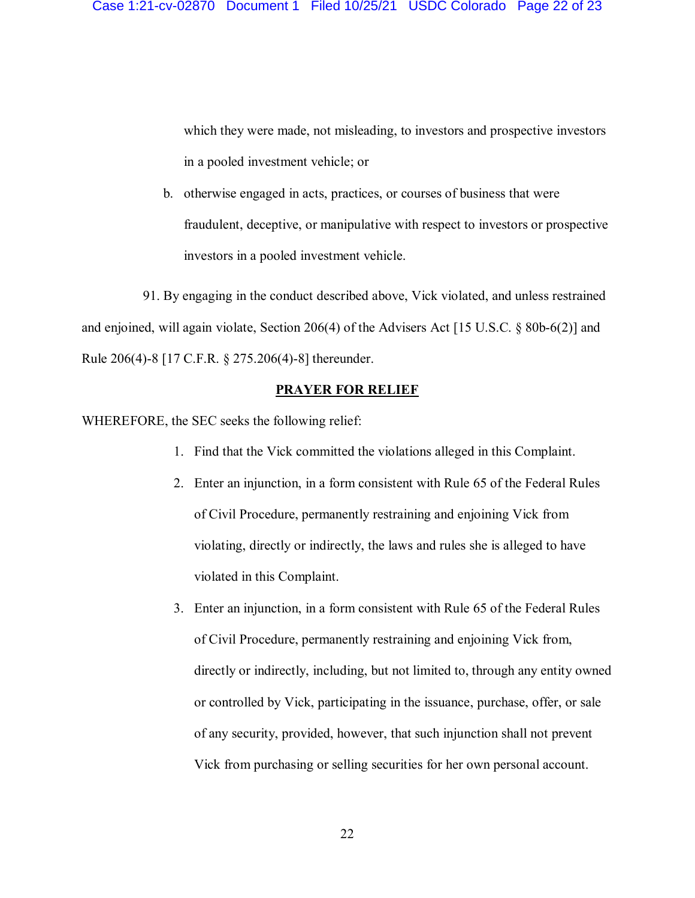which they were made, not misleading, to investors and prospective investors in a pooled investment vehicle; or

b. otherwise engaged in acts, practices, or courses of business that were fraudulent, deceptive, or manipulative with respect to investors or prospective investors in a pooled investment vehicle.

91. By engaging in the conduct described above, Vick violated, and unless restrained and enjoined, will again violate, Section 206(4) of the Advisers Act [15 U.S.C. § 80b-6(2)] and Rule 206(4)-8 [17 C.F.R. § 275.206(4)-8] thereunder.

**PRAYER FOR RELIEF**

WHEREFORE, the SEC seeks the following relief:

1. Find that the Vick committed the violations alleged in this Complaint.
2. Enter an injunction, in a form consistent with Rule 65 of the Federal Rules of Civil Procedure, permanently restraining and enjoining Vick from violating, directly or indirectly, the laws and rules she is alleged to have violated in this Complaint.
3. Enter an injunction, in a form consistent with Rule 65 of the Federal Rules of Civil Procedure, permanently restraining and enjoining Vick from, directly or indirectly, including, but not limited to, through any entity owned or controlled by Vick, participating in the issuance, purchase, offer, or sale of any security, provided, however, that such injunction shall not prevent Vick from purchasing or selling securities for her own personal account.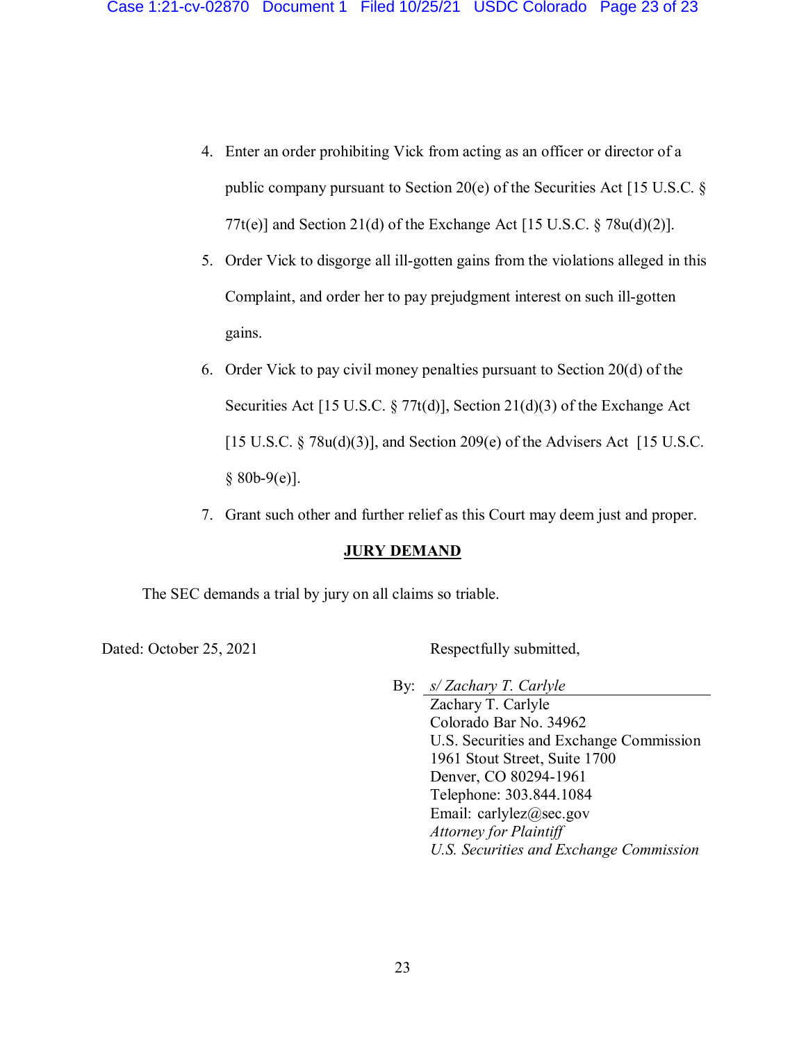4. Enter an order prohibiting Vick from acting as an officer or director of a public company pursuant to Section 20(e) of the Securities Act [15 U.S.C. § 77t(e)] and Section 21(d) of the Exchange Act [15 U.S.C. § 78u(d)(2)].
5. Order Vick to disgorge all ill-gotten gains from the violations alleged in this Complaint, and order her to pay prejudgment interest on such ill-gotten gains.
6. Order Vick to pay civil money penalties pursuant to Section 20(d) of the Securities Act [15 U.S.C. § 77t(d)], Section 21(d)(3) of the Exchange Act [15 U.S.C. § 78u(d)(3)], and Section 209(e) of the Advisers Act [15 U.S.C. § 80b-9(e)].
7. Grant such other and further relief as this Court may deem just and proper.

**JURY DEMAND**

The SEC demands a trial by jury on all claims so triable.

Dated: October 25, 2021

Respectfully submitted,

By: *s/ Zachary T. Carlyle*
Zachary T. Carlyle
Colorado Bar No. 34962
U.S. Securities and Exchange Commission
1961 Stout Street, Suite 1700
Denver, CO 80294-1961
Telephone: 303.844.1084
Email: carlylez@sec.gov
*Attorney for Plaintiff*
*U.S. Securities and Exchange Commission*